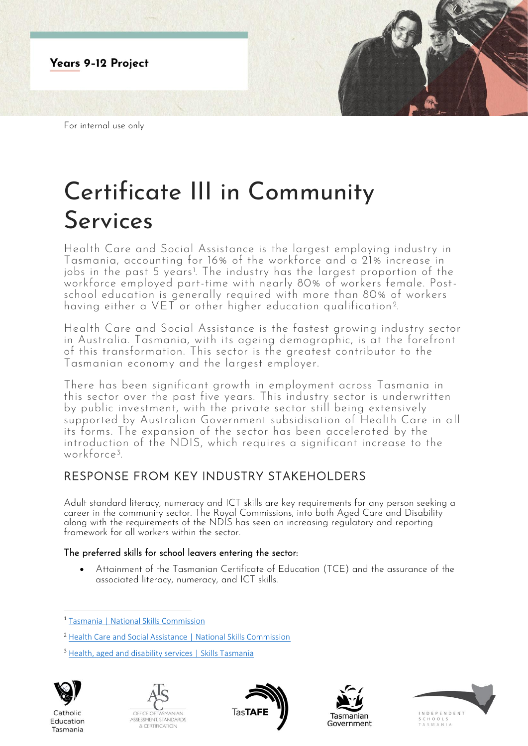**Years 9-12 Project**

For internal use only

# Certificate III in Community Services

Health Care and Social Assistance is the largest employing industry in Tasmania, accounting for 16% of the workforce and a 21% increase in jobs in the past 5 years[1]. The industry has the largest proportion of the workforce employed part-time with nearly 80% of workers female. Post-school education is generally required with more than 80% of workers having either a VET or other higher education qualification[2].

Health Care and Social Assistance is the fastest growing industry sector in Australia. Tasmania, with its ageing demographic, is at the forefront of this transformation. This sector is the greatest contributor to the Tasmanian economy and the largest employer.

There has been significant growth in employment across Tasmania in this sector over the past five years. This industry sector is underwritten by public investment, with the private sector still being extensively supported by Australian Government subsidisation of Health Care in all its forms. The expansion of the sector has been accelerated by the introduction of the NDIS, which requires a significant increase to the workforce[3].

## RESPONSE FROM KEY INDUSTRY STAKEHOLDERS

Adult standard literacy, numeracy and ICT skills are key requirements for any person seeking a career in the community sector. The Royal Commissions, into both Aged Care and Disability along with the requirements of the NDIS has seen an increasing regulatory and reporting framework for all workers within the sector.

### The preferred skills for school leavers entering the sector:

- Attainment of the Tasmanian Certificate of Education (TCE) and the assurance of the associated literacy, numeracy, and ICT skills.

---

[1] Tasmania | National Skills Commission

[2] Health Care and Social Assistance | National Skills Commission

[3] Health, aged and disability services | Skills Tasmania

Catholic Education Tasmania | Office of Tasmanian Assessment, Standards & Certification | TasTAFE | Tasmanian Government | Independent Schools Tasmania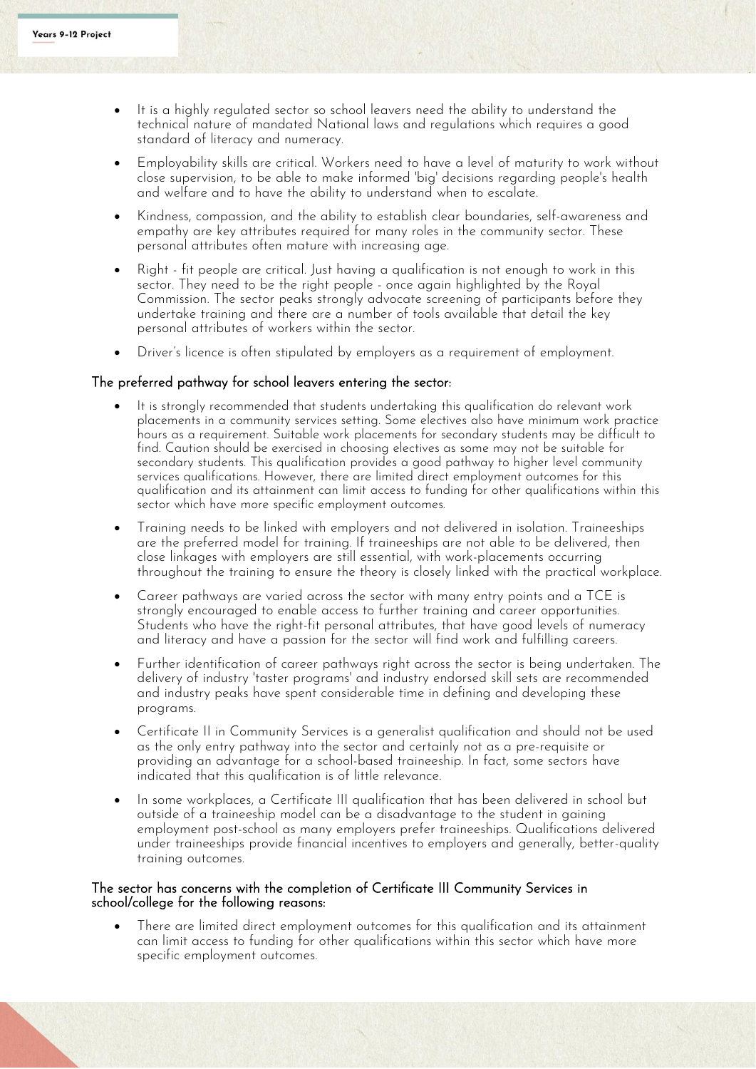- It is a highly regulated sector so school leavers need the ability to understand the technical nature of mandated National laws and regulations which requires a good standard of literacy and numeracy.
- Employability skills are critical. Workers need to have a level of maturity to work without close supervision, to be able to make informed 'big' decisions regarding people's health and welfare and to have the ability to understand when to escalate.
- Kindness, compassion, and the ability to establish clear boundaries, self-awareness and empathy are key attributes required for many roles in the community sector. These personal attributes often mature with increasing age.
- Right - fit people are critical. Just having a qualification is not enough to work in this sector. They need to be the right people - once again highlighted by the Royal Commission. The sector peaks strongly advocate screening of participants before they undertake training and there are a number of tools available that detail the key personal attributes of workers within the sector.
- Driver's licence is often stipulated by employers as a requirement of employment.

### The preferred pathway for school leavers entering the sector:

- It is strongly recommended that students undertaking this qualification do relevant work placements in a community services setting. Some electives also have minimum work practice hours as a requirement. Suitable work placements for secondary students may be difficult to find. Caution should be exercised in choosing electives as some may not be suitable for secondary students. This qualification provides a good pathway to higher level community services qualifications. However, there are limited direct employment outcomes for this qualification and its attainment can limit access to funding for other qualifications within this sector which have more specific employment outcomes.
- Training needs to be linked with employers and not delivered in isolation. Traineeships are the preferred model for training. If traineeships are not able to be delivered, then close linkages with employers are still essential, with work-placements occurring throughout the training to ensure the theory is closely linked with the practical workplace.
- Career pathways are varied across the sector with many entry points and a TCE is strongly encouraged to enable access to further training and career opportunities. Students who have the right-fit personal attributes, that have good levels of numeracy and literacy and have a passion for the sector will find work and fulfilling careers.
- Further identification of career pathways right across the sector is being undertaken. The delivery of industry 'taster programs' and industry endorsed skill sets are recommended and industry peaks have spent considerable time in defining and developing these programs.
- Certificate II in Community Services is a generalist qualification and should not be used as the only entry pathway into the sector and certainly not as a pre-requisite or providing an advantage for a school-based traineeship. In fact, some sectors have indicated that this qualification is of little relevance.
- In some workplaces, a Certificate III qualification that has been delivered in school but outside of a traineeship model can be a disadvantage to the student in gaining employment post-school as many employers prefer traineeships. Qualifications delivered under traineeships provide financial incentives to employers and generally, better-quality training outcomes.

### The sector has concerns with the completion of Certificate III Community Services in school/college for the following reasons:

- There are limited direct employment outcomes for this qualification and its attainment can limit access to funding for other qualifications within this sector which have more specific employment outcomes.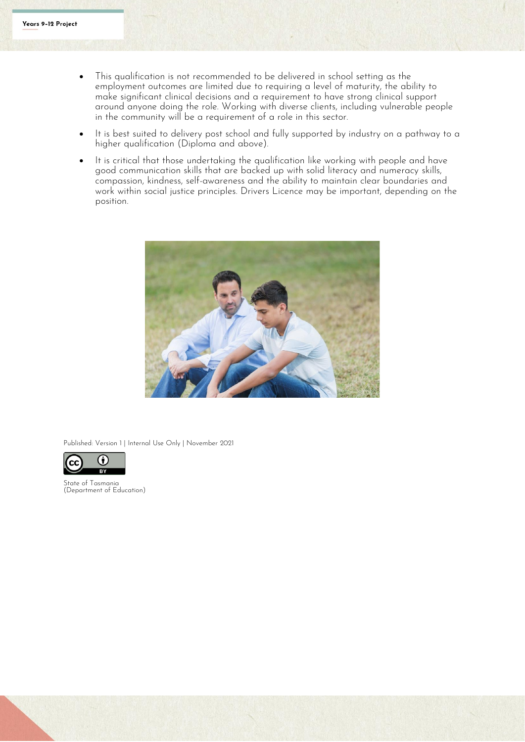- This qualification is not recommended to be delivered in school setting as the employment outcomes are limited due to requiring a level of maturity, the ability to make significant clinical decisions and a requirement to have strong clinical support around anyone doing the role. Working with diverse clients, including vulnerable people in the community will be a requirement of a role in this sector.
- It is best suited to delivery post school and fully supported by industry on a pathway to a higher qualification (Diploma and above).
- It is critical that those undertaking the qualification like working with people and have good communication skills that are backed up with solid literacy and numeracy skills, compassion, kindness, self-awareness and the ability to maintain clear boundaries and work within social justice principles. Drivers Licence may be important, depending on the position.

Published: Version 1 | Internal Use Only | November 2021

State of Tasmania
(Department of Education)